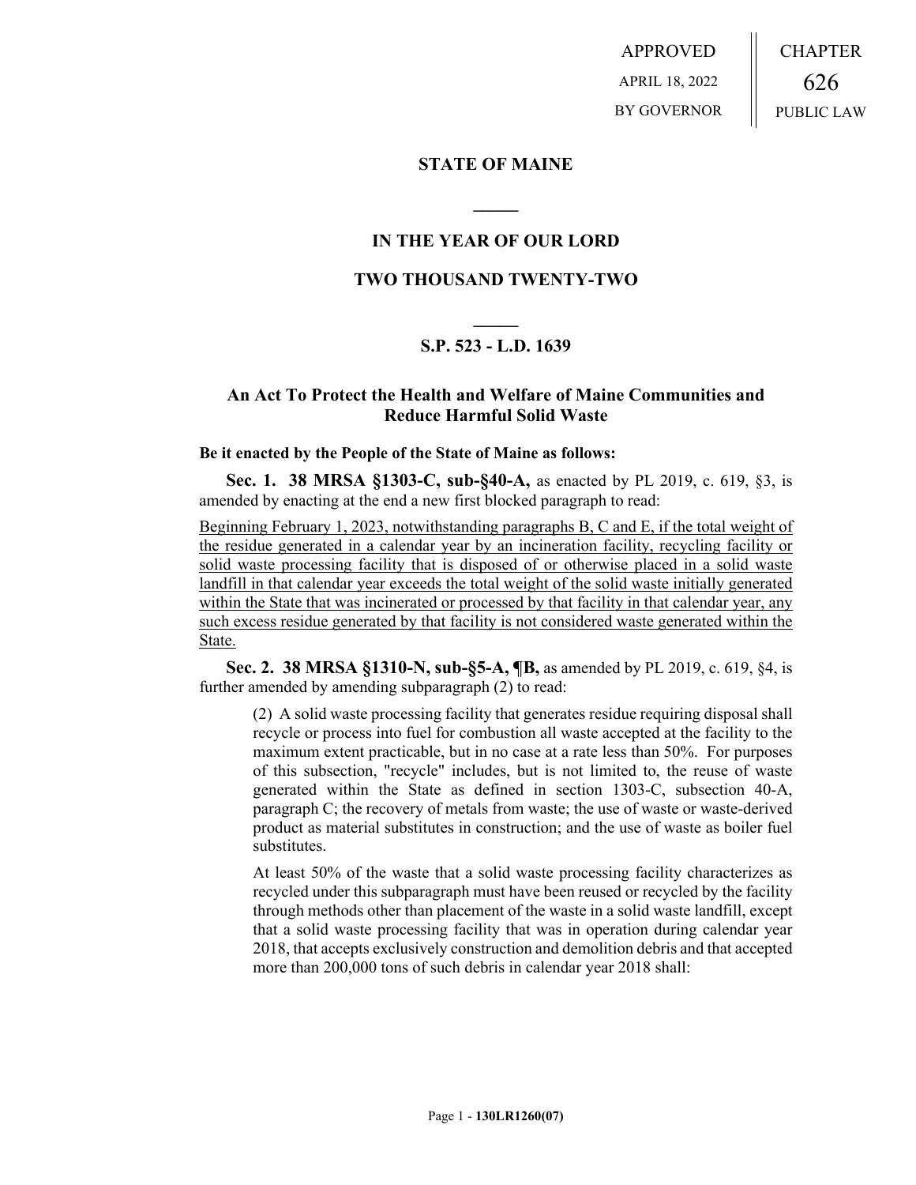APPROVED
APRIL 18, 2022
BY GOVERNOR

CHAPTER
626
PUBLIC LAW

## STATE OF MAINE

## IN THE YEAR OF OUR LORD

## TWO THOUSAND TWENTY-TWO

## S.P. 523 - L.D. 1639

## An Act To Protect the Health and Welfare of Maine Communities and Reduce Harmful Solid Waste

**Be it enacted by the People of the State of Maine as follows:**

**Sec. 1. 38 MRSA §1303-C, sub-§40-A,** as enacted by PL 2019, c. 619, §3, is amended by enacting at the end a new first blocked paragraph to read:

Beginning February 1, 2023, notwithstanding paragraphs B, C and E, if the total weight of the residue generated in a calendar year by an incineration facility, recycling facility or solid waste processing facility that is disposed of or otherwise placed in a solid waste landfill in that calendar year exceeds the total weight of the solid waste initially generated within the State that was incinerated or processed by that facility in that calendar year, any such excess residue generated by that facility is not considered waste generated within the State.

**Sec. 2. 38 MRSA §1310-N, sub-§5-A, ¶B,** as amended by PL 2019, c. 619, §4, is further amended by amending subparagraph (2) to read:

(2) A solid waste processing facility that generates residue requiring disposal shall recycle or process into fuel for combustion all waste accepted at the facility to the maximum extent practicable, but in no case at a rate less than 50%. For purposes of this subsection, "recycle" includes, but is not limited to, the reuse of waste generated within the State as defined in section 1303-C, subsection 40-A, paragraph C; the recovery of metals from waste; the use of waste or waste-derived product as material substitutes in construction; and the use of waste as boiler fuel substitutes.

At least 50% of the waste that a solid waste processing facility characterizes as recycled under this subparagraph must have been reused or recycled by the facility through methods other than placement of the waste in a solid waste landfill, except that a solid waste processing facility that was in operation during calendar year 2018, that accepts exclusively construction and demolition debris and that accepted more than 200,000 tons of such debris in calendar year 2018 shall: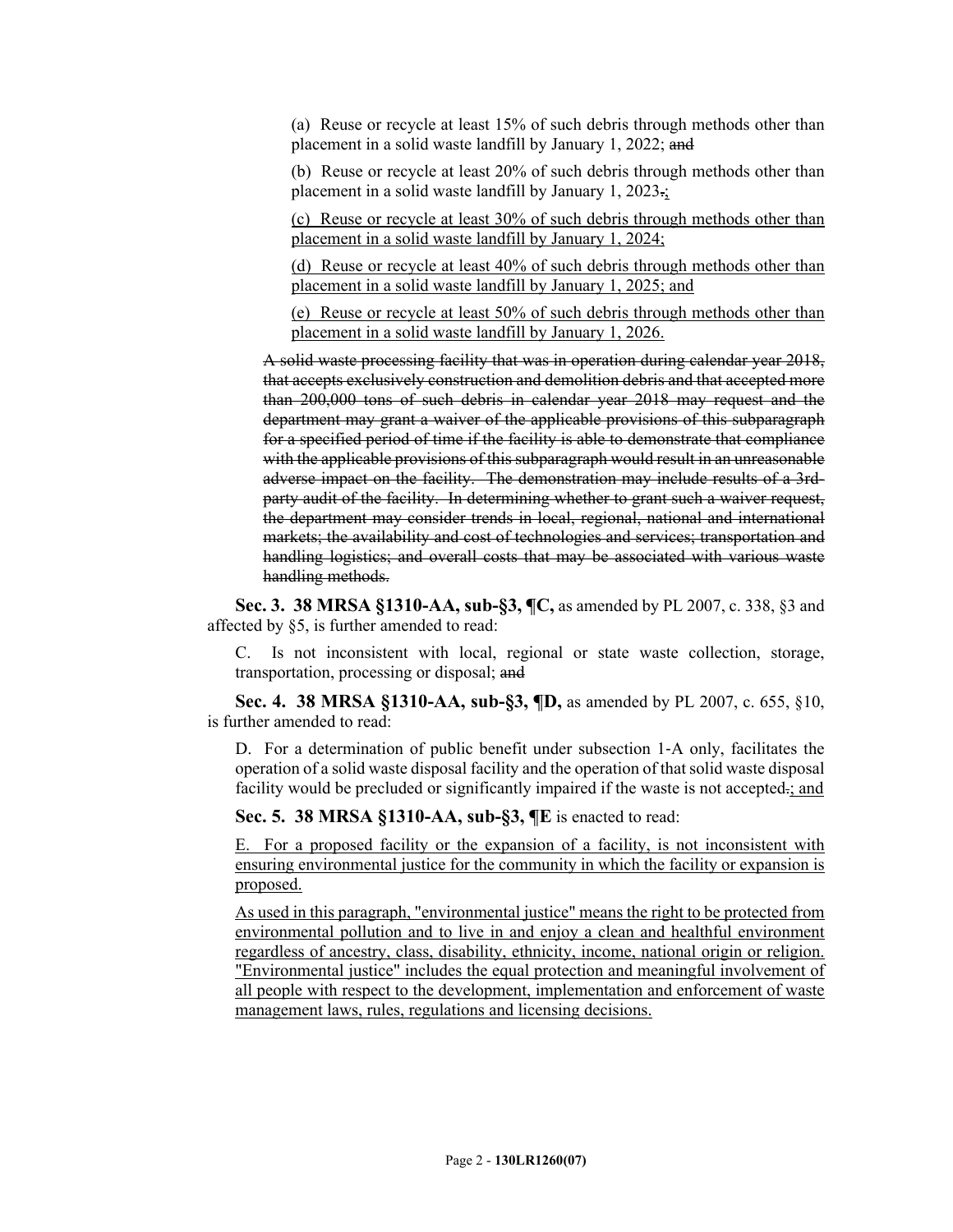(a) Reuse or recycle at least 15% of such debris through methods other than placement in a solid waste landfill by January 1, 2022; ~~and~~

(b) Reuse or recycle at least 20% of such debris through methods other than placement in a solid waste landfill by January 1, 2023~~.~~<u>;</u>

<u>(c) Reuse or recycle at least 30% of such debris through methods other than placement in a solid waste landfill by January 1, 2024;</u>

<u>(d) Reuse or recycle at least 40% of such debris through methods other than placement in a solid waste landfill by January 1, 2025; and</u>

<u>(e) Reuse or recycle at least 50% of such debris through methods other than placement in a solid waste landfill by January 1, 2026.</u>

~~A solid waste processing facility that was in operation during calendar year 2018, that accepts exclusively construction and demolition debris and that accepted more than 200,000 tons of such debris in calendar year 2018 may request and the department may grant a waiver of the applicable provisions of this subparagraph for a specified period of time if the facility is able to demonstrate that compliance with the applicable provisions of this subparagraph would result in an unreasonable adverse impact on the facility. The demonstration may include results of a 3rd-party audit of the facility. In determining whether to grant such a waiver request, the department may consider trends in local, regional, national and international markets; the availability and cost of technologies and services; transportation and handling logistics; and overall costs that may be associated with various waste handling methods.~~

**Sec. 3. 38 MRSA §1310-AA, sub-§3, ¶C,** as amended by PL 2007, c. 338, §3 and affected by §5, is further amended to read:

C. Is not inconsistent with local, regional or state waste collection, storage, transportation, processing or disposal; ~~and~~

**Sec. 4. 38 MRSA §1310-AA, sub-§3, ¶D,** as amended by PL 2007, c. 655, §10, is further amended to read:

D. For a determination of public benefit under subsection 1-A only, facilitates the operation of a solid waste disposal facility and the operation of that solid waste disposal facility would be precluded or significantly impaired if the waste is not accepted~~.~~<u>; and</u>

**Sec. 5. 38 MRSA §1310-AA, sub-§3, ¶E** is enacted to read:

<u>E. For a proposed facility or the expansion of a facility, is not inconsistent with ensuring environmental justice for the community in which the facility or expansion is proposed.</u>

<u>As used in this paragraph, "environmental justice" means the right to be protected from environmental pollution and to live in and enjoy a clean and healthful environment regardless of ancestry, class, disability, ethnicity, income, national origin or religion. "Environmental justice" includes the equal protection and meaningful involvement of all people with respect to the development, implementation and enforcement of waste management laws, rules, regulations and licensing decisions.</u>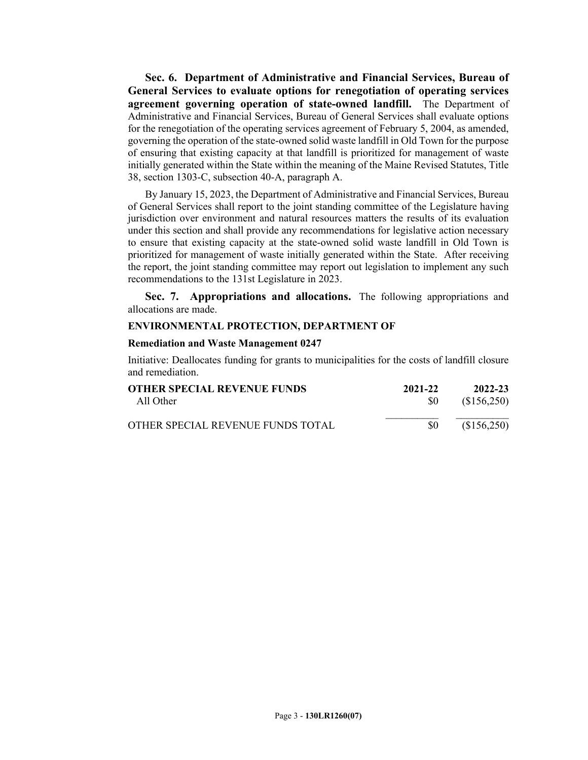**Sec. 6. Department of Administrative and Financial Services, Bureau of General Services to evaluate options for renegotiation of operating services agreement governing operation of state-owned landfill.** The Department of Administrative and Financial Services, Bureau of General Services shall evaluate options for the renegotiation of the operating services agreement of February 5, 2004, as amended, governing the operation of the state-owned solid waste landfill in Old Town for the purpose of ensuring that existing capacity at that landfill is prioritized for management of waste initially generated within the State within the meaning of the Maine Revised Statutes, Title 38, section 1303-C, subsection 40-A, paragraph A.

By January 15, 2023, the Department of Administrative and Financial Services, Bureau of General Services shall report to the joint standing committee of the Legislature having jurisdiction over environment and natural resources matters the results of its evaluation under this section and shall provide any recommendations for legislative action necessary to ensure that existing capacity at the state-owned solid waste landfill in Old Town is prioritized for management of waste initially generated within the State. After receiving the report, the joint standing committee may report out legislation to implement any such recommendations to the 131st Legislature in 2023.

**Sec. 7. Appropriations and allocations.** The following appropriations and allocations are made.

**ENVIRONMENTAL PROTECTION, DEPARTMENT OF**

**Remediation and Waste Management 0247**

Initiative: Deallocates funding for grants to municipalities for the costs of landfill closure and remediation.

| **OTHER SPECIAL REVENUE FUNDS** | **2021-22** | **2022-23** |
|---|---|---|
| All Other | $0 | ($156,250) |
| OTHER SPECIAL REVENUE FUNDS TOTAL | $0 | ($156,250) |